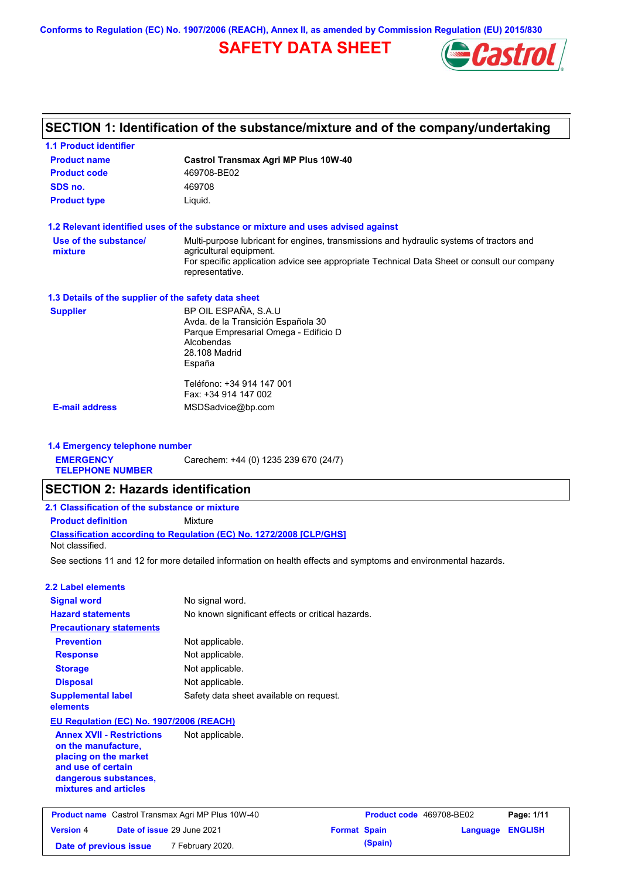Conforms to Regulation (EC) No. 1907/2006 (REACH), Annex II, as amended by Commission Regulation (EU) 2015/830

# SAFETY DATA SHEET

## SECTION 1: Identification of the substance/mixture and of the company/undertaking

### 1.1 Product identifier

| | |
|---|---|
| **Product name** | **Castrol Transmax Agri MP Plus 10W-40** |
| **Product code** | 469708-BE02 |
| **SDS no.** | 469708 |
| **Product type** | Liquid. |

### 1.2 Relevant identified uses of the substance or mixture and uses advised against

**Use of the substance/ mixture**
Multi-purpose lubricant for engines, transmissions and hydraulic systems of tractors and agricultural equipment.
For specific application advice see appropriate Technical Data Sheet or consult our company representative.

### 1.3 Details of the supplier of the safety data sheet

**Supplier**
BP OIL ESPAÑA, S.A.U
Avda. de la Transición Española 30
Parque Empresarial Omega - Edificio D
Alcobendas
28.108 Madrid
España

Teléfono: +34 914 147 001
Fax: +34 914 147 002

**E-mail address** MSDSadvice@bp.com

### 1.4 Emergency telephone number

**EMERGENCY TELEPHONE NUMBER** Carechem: +44 (0) 1235 239 670 (24/7)

## SECTION 2: Hazards identification

### 2.1 Classification of the substance or mixture

**Product definition** Mixture

**Classification according to Regulation (EC) No. 1272/2008 [CLP/GHS]**
Not classified.

See sections 11 and 12 for more detailed information on health effects and symptoms and environmental hazards.

### 2.2 Label elements

| | |
|---|---|
| **Signal word** | No signal word. |
| **Hazard statements** | No known significant effects or critical hazards. |
| **Precautionary statements** | |
| **Prevention** | Not applicable. |
| **Response** | Not applicable. |
| **Storage** | Not applicable. |
| **Disposal** | Not applicable. |
| **Supplemental label elements** | Safety data sheet available on request. |

**EU Regulation (EC) No. 1907/2006 (REACH)**

| | |
|---|---|
| **Annex XVII - Restrictions on the manufacture, placing on the market and use of certain dangerous substances, mixtures and articles** | Not applicable. |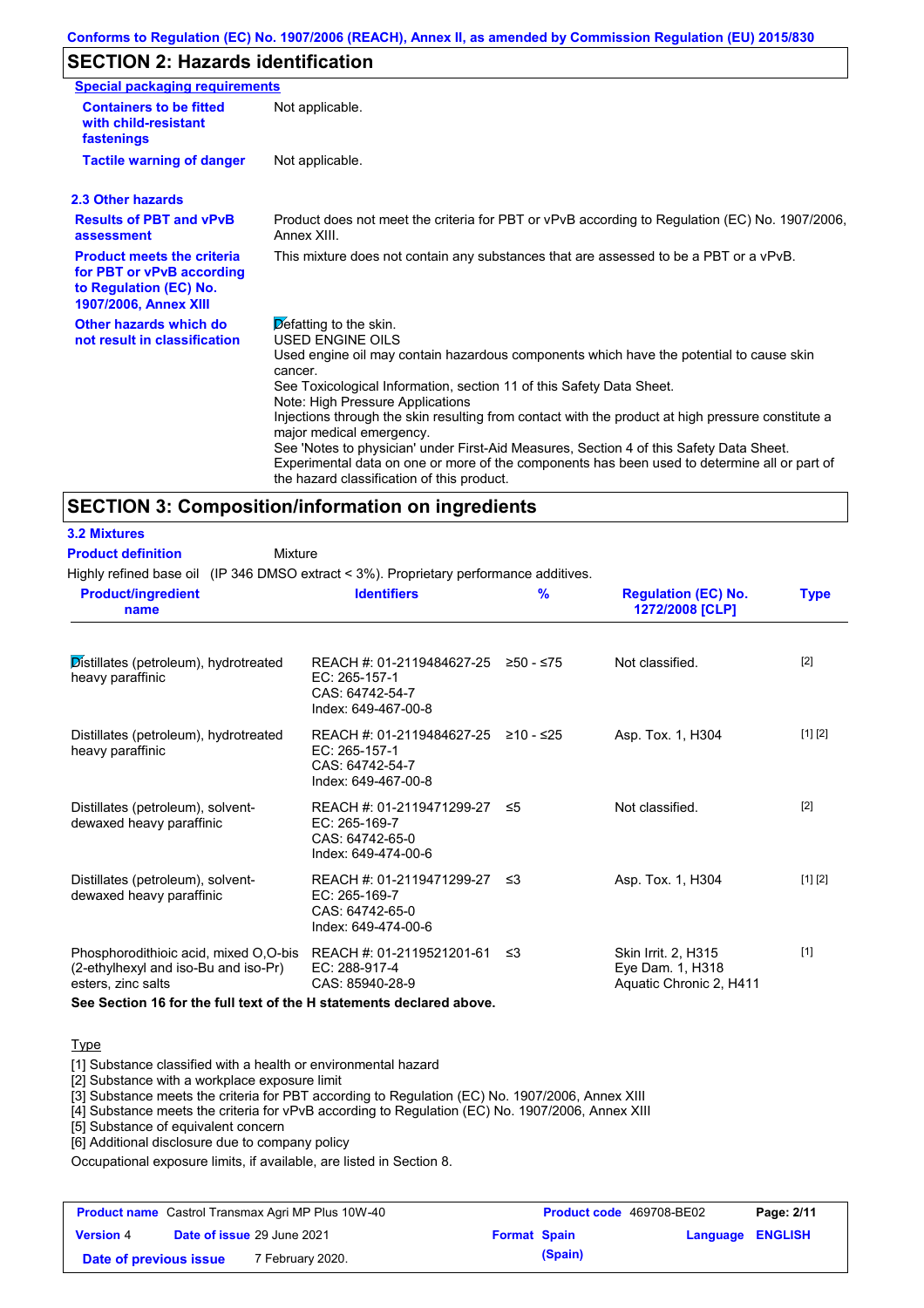**Conforms to Regulation (EC) No. 1907/2006 (REACH), Annex II, as amended by Commission Regulation (EU) 2015/830**

## SECTION 2: Hazards identification

**Special packaging requirements**

| | |
|---|---|
| **Containers to be fitted with child-resistant fastenings** | Not applicable. |
| **Tactile warning of danger** | Not applicable. |

### 2.3 Other hazards

| | |
|---|---|
| **Results of PBT and vPvB assessment** | Product does not meet the criteria for PBT or vPvB according to Regulation (EC) No. 1907/2006, Annex XIII. |
| **Product meets the criteria for PBT or vPvB according to Regulation (EC) No. 1907/2006, Annex XIII** | This mixture does not contain any substances that are assessed to be a PBT or a vPvB. |
| **Other hazards which do not result in classification** | Defatting to the skin.<br>USED ENGINE OILS<br>Used engine oil may contain hazardous components which have the potential to cause skin cancer.<br>See Toxicological Information, section 11 of this Safety Data Sheet.<br>Note: High Pressure Applications<br>Injections through the skin resulting from contact with the product at high pressure constitute a major medical emergency.<br>See 'Notes to physician' under First-Aid Measures, Section 4 of this Safety Data Sheet.<br>Experimental data on one or more of the components has been used to determine all or part of the hazard classification of this product. |

## SECTION 3: Composition/information on ingredients

### 3.2 Mixtures

**Product definition** Mixture

Highly refined base oil (IP 346 DMSO extract < 3%). Proprietary performance additives.

| Product/ingredient name | Identifiers | % | Regulation (EC) No. 1272/2008 [CLP] | Type |
|---|---|---|---|---|
| Distillates (petroleum), hydrotreated heavy paraffinic | REACH #: 01-2119484627-25<br>EC: 265-157-1<br>CAS: 64742-54-7<br>Index: 649-467-00-8 | ≥50 - ≤75 | Not classified. | [2] |
| Distillates (petroleum), hydrotreated heavy paraffinic | REACH #: 01-2119484627-25<br>EC: 265-157-1<br>CAS: 64742-54-7<br>Index: 649-467-00-8 | ≥10 - ≤25 | Asp. Tox. 1, H304 | [1] [2] |
| Distillates (petroleum), solvent-dewaxed heavy paraffinic | REACH #: 01-2119471299-27<br>EC: 265-169-7<br>CAS: 64742-65-0<br>Index: 649-474-00-6 | ≤5 | Not classified. | [2] |
| Distillates (petroleum), solvent-dewaxed heavy paraffinic | REACH #: 01-2119471299-27<br>EC: 265-169-7<br>CAS: 64742-65-0<br>Index: 649-474-00-6 | ≤3 | Asp. Tox. 1, H304 | [1] [2] |
| Phosphorodithioic acid, mixed O,O-bis (2-ethylhexyl and iso-Bu and iso-Pr) esters, zinc salts | REACH #: 01-2119521201-61<br>EC: 288-917-4<br>CAS: 85940-28-9 | ≤3 | Skin Irrit. 2, H315<br>Eye Dam. 1, H318<br>Aquatic Chronic 2, H411 | [1] |

**See Section 16 for the full text of the H statements declared above.**

Type

[1] Substance classified with a health or environmental hazard
[2] Substance with a workplace exposure limit
[3] Substance meets the criteria for PBT according to Regulation (EC) No. 1907/2006, Annex XIII
[4] Substance meets the criteria for vPvB according to Regulation (EC) No. 1907/2006, Annex XIII
[5] Substance of equivalent concern
[6] Additional disclosure due to company policy

Occupational exposure limits, if available, are listed in Section 8.

| | | | |
|---|---|---|---|
| **Product name** Castrol Transmax Agri MP Plus 10W-40 | | **Product code** 469708-BE02 | |
| **Version** 4 | **Date of issue** 29 June 2021 | **Format** Spain (Spain) | **Language** ENGLISH |
| **Date of previous issue** | 7 February 2020. | | |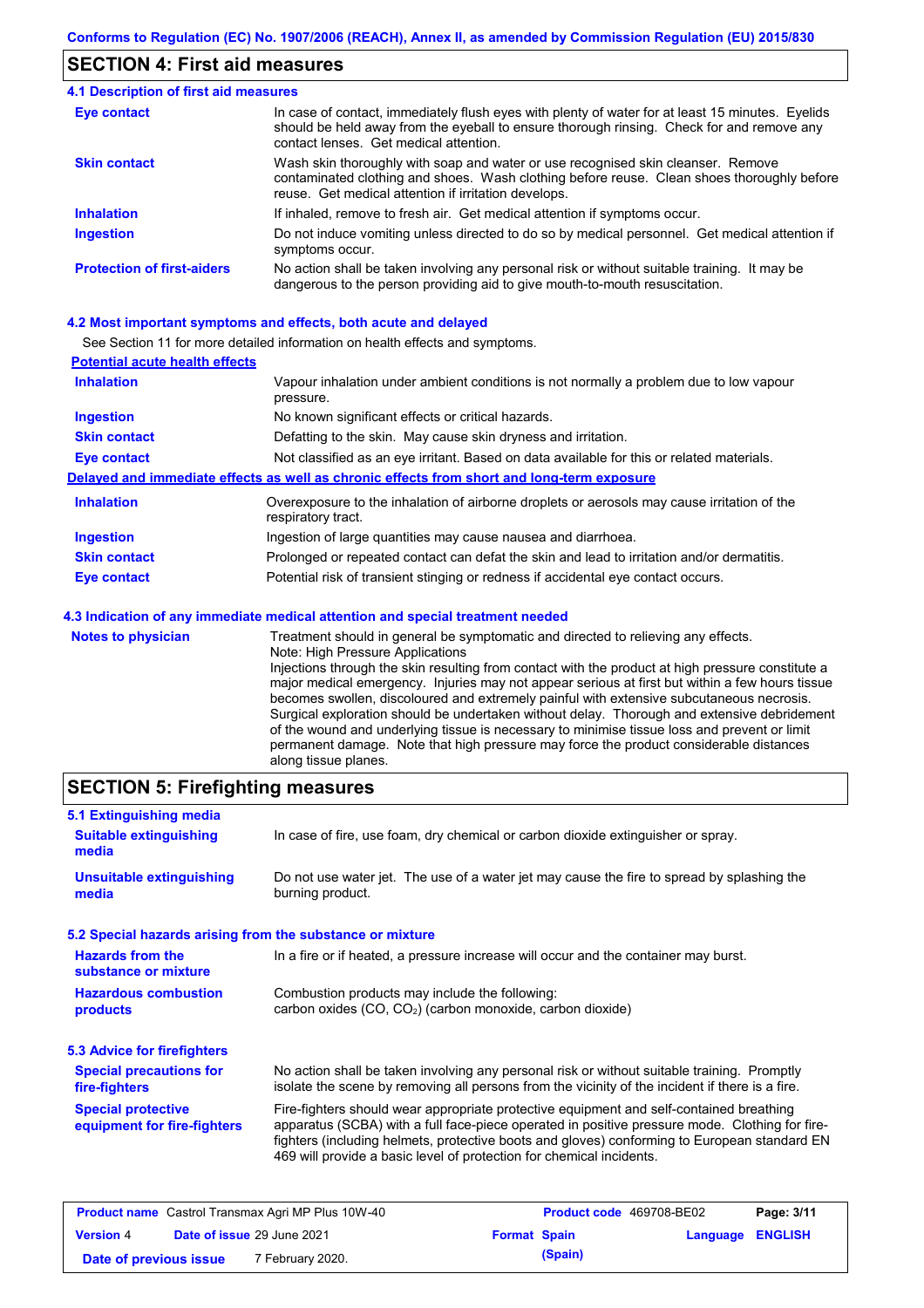## SECTION 4: First aid measures

### 4.1 Description of first aid measures

| | |
|---|---|
| **Eye contact** | In case of contact, immediately flush eyes with plenty of water for at least 15 minutes. Eyelids should be held away from the eyeball to ensure thorough rinsing. Check for and remove any contact lenses. Get medical attention. |
| **Skin contact** | Wash skin thoroughly with soap and water or use recognised skin cleanser. Remove contaminated clothing and shoes. Wash clothing before reuse. Clean shoes thoroughly before reuse. Get medical attention if irritation develops. |
| **Inhalation** | If inhaled, remove to fresh air. Get medical attention if symptoms occur. |
| **Ingestion** | Do not induce vomiting unless directed to do so by medical personnel. Get medical attention if symptoms occur. |
| **Protection of first-aiders** | No action shall be taken involving any personal risk or without suitable training. It may be dangerous to the person providing aid to give mouth-to-mouth resuscitation. |

### 4.2 Most important symptoms and effects, both acute and delayed

See Section 11 for more detailed information on health effects and symptoms.

**Potential acute health effects**

| | |
|---|---|
| **Inhalation** | Vapour inhalation under ambient conditions is not normally a problem due to low vapour pressure. |
| **Ingestion** | No known significant effects or critical hazards. |
| **Skin contact** | Defatting to the skin. May cause skin dryness and irritation. |
| **Eye contact** | Not classified as an eye irritant. Based on data available for this or related materials. |

**Delayed and immediate effects as well as chronic effects from short and long-term exposure**

| | |
|---|---|
| **Inhalation** | Overexposure to the inhalation of airborne droplets or aerosols may cause irritation of the respiratory tract. |
| **Ingestion** | Ingestion of large quantities may cause nausea and diarrhoea. |
| **Skin contact** | Prolonged or repeated contact can defat the skin and lead to irritation and/or dermatitis. |
| **Eye contact** | Potential risk of transient stinging or redness if accidental eye contact occurs. |

### 4.3 Indication of any immediate medical attention and special treatment needed

| | |
|---|---|
| **Notes to physician** | Treatment should in general be symptomatic and directed to relieving any effects. Note: High Pressure Applications Injections through the skin resulting from contact with the product at high pressure constitute a major medical emergency. Injuries may not appear serious at first but within a few hours tissue becomes swollen, discoloured and extremely painful with extensive subcutaneous necrosis. Surgical exploration should be undertaken without delay. Thorough and extensive debridement of the wound and underlying tissue is necessary to minimise tissue loss and prevent or limit permanent damage. Note that high pressure may force the product considerable distances along tissue planes. |

## SECTION 5: Firefighting measures

### 5.1 Extinguishing media

| | |
|---|---|
| **Suitable extinguishing media** | In case of fire, use foam, dry chemical or carbon dioxide extinguisher or spray. |
| **Unsuitable extinguishing media** | Do not use water jet. The use of a water jet may cause the fire to spread by splashing the burning product. |

### 5.2 Special hazards arising from the substance or mixture

| | |
|---|---|
| **Hazards from the substance or mixture** | In a fire or if heated, a pressure increase will occur and the container may burst. |
| **Hazardous combustion products** | Combustion products may include the following: carbon oxides (CO, $CO_2$) (carbon monoxide, carbon dioxide) |

### 5.3 Advice for firefighters

| | |
|---|---|
| **Special precautions for fire-fighters** | No action shall be taken involving any personal risk or without suitable training. Promptly isolate the scene by removing all persons from the vicinity of the incident if there is a fire. |
| **Special protective equipment for fire-fighters** | Fire-fighters should wear appropriate protective equipment and self-contained breathing apparatus (SCBA) with a full face-piece operated in positive pressure mode. Clothing for fire-fighters (including helmets, protective boots and gloves) conforming to European standard EN 469 will provide a basic level of protection for chemical incidents. |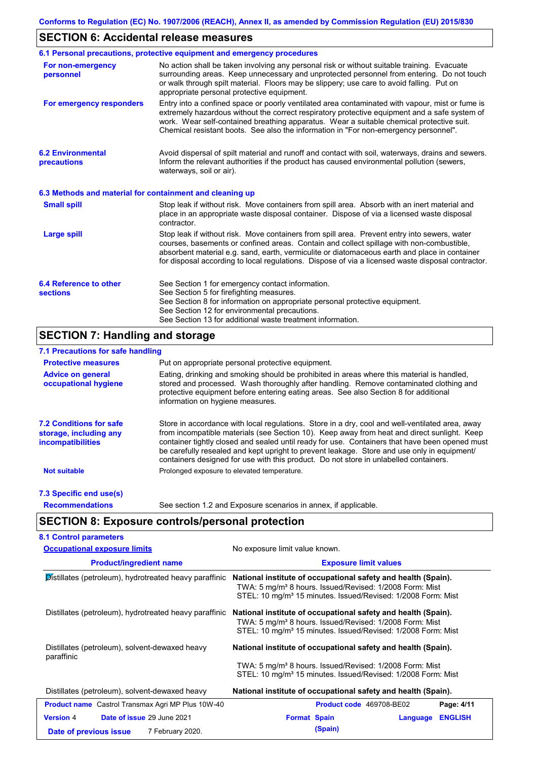## SECTION 6: Accidental release measures

### 6.1 Personal precautions, protective equipment and emergency procedures

**For non-emergency personnel**

No action shall be taken involving any personal risk or without suitable training. Evacuate surrounding areas. Keep unnecessary and unprotected personnel from entering. Do not touch or walk through spilt material. Floors may be slippery; use care to avoid falling. Put on appropriate personal protective equipment.

**For emergency responders**

Entry into a confined space or poorly ventilated area contaminated with vapour, mist or fume is extremely hazardous without the correct respiratory protective equipment and a safe system of work. Wear self-contained breathing apparatus. Wear a suitable chemical protective suit. Chemical resistant boots. See also the information in "For non-emergency personnel".

**6.2 Environmental precautions**

Avoid dispersal of spilt material and runoff and contact with soil, waterways, drains and sewers. Inform the relevant authorities if the product has caused environmental pollution (sewers, waterways, soil or air).

### 6.3 Methods and material for containment and cleaning up

**Small spill**

Stop leak if without risk. Move containers from spill area. Absorb with an inert material and place in an appropriate waste disposal container. Dispose of via a licensed waste disposal contractor.

**Large spill**

Stop leak if without risk. Move containers from spill area. Prevent entry into sewers, water courses, basements or confined areas. Contain and collect spillage with non-combustible, absorbent material e.g. sand, earth, vermiculite or diatomaceous earth and place in container for disposal according to local regulations. Dispose of via a licensed waste disposal contractor.

**6.4 Reference to other sections**

See Section 1 for emergency contact information.
See Section 5 for firefighting measures.
See Section 8 for information on appropriate personal protective equipment.
See Section 12 for environmental precautions.
See Section 13 for additional waste treatment information.

## SECTION 7: Handling and storage

### 7.1 Precautions for safe handling

**Protective measures**

Put on appropriate personal protective equipment.

**Advice on general occupational hygiene**

Eating, drinking and smoking should be prohibited in areas where this material is handled, stored and processed. Wash thoroughly after handling. Remove contaminated clothing and protective equipment before entering eating areas. See also Section 8 for additional information on hygiene measures.

**7.2 Conditions for safe storage, including any incompatibilities**

Store in accordance with local regulations. Store in a dry, cool and well-ventilated area, away from incompatible materials (see Section 10). Keep away from heat and direct sunlight. Keep container tightly closed and sealed until ready for use. Containers that have been opened must be carefully resealed and kept upright to prevent leakage. Store and use only in equipment/ containers designed for use with this product. Do not store in unlabelled containers.

**Not suitable**

Prolonged exposure to elevated temperature.

### 7.3 Specific end use(s)

**Recommendations**

See section 1.2 and Exposure scenarios in annex, if applicable.

## SECTION 8: Exposure controls/personal protection

### 8.1 Control parameters

**Occupational exposure limits**

No exposure limit value known.

| Product/ingredient name | Exposure limit values |
|---|---|
| Distillates (petroleum), hydrotreated heavy paraffinic | **National institute of occupational safety and health (Spain).** TWA: 5 mg/m³ 8 hours. Issued/Revised: 1/2008 Form: Mist STEL: 10 mg/m³ 15 minutes. Issued/Revised: 1/2008 Form: Mist |
| Distillates (petroleum), hydrotreated heavy paraffinic | **National institute of occupational safety and health (Spain).** TWA: 5 mg/m³ 8 hours. Issued/Revised: 1/2008 Form: Mist STEL: 10 mg/m³ 15 minutes. Issued/Revised: 1/2008 Form: Mist |
| Distillates (petroleum), solvent-dewaxed heavy paraffinic | **National institute of occupational safety and health (Spain).** TWA: 5 mg/m³ 8 hours. Issued/Revised: 1/2008 Form: Mist STEL: 10 mg/m³ 15 minutes. Issued/Revised: 1/2008 Form: Mist |
| Distillates (petroleum), solvent-dewaxed heavy | **National institute of occupational safety and health (Spain).** |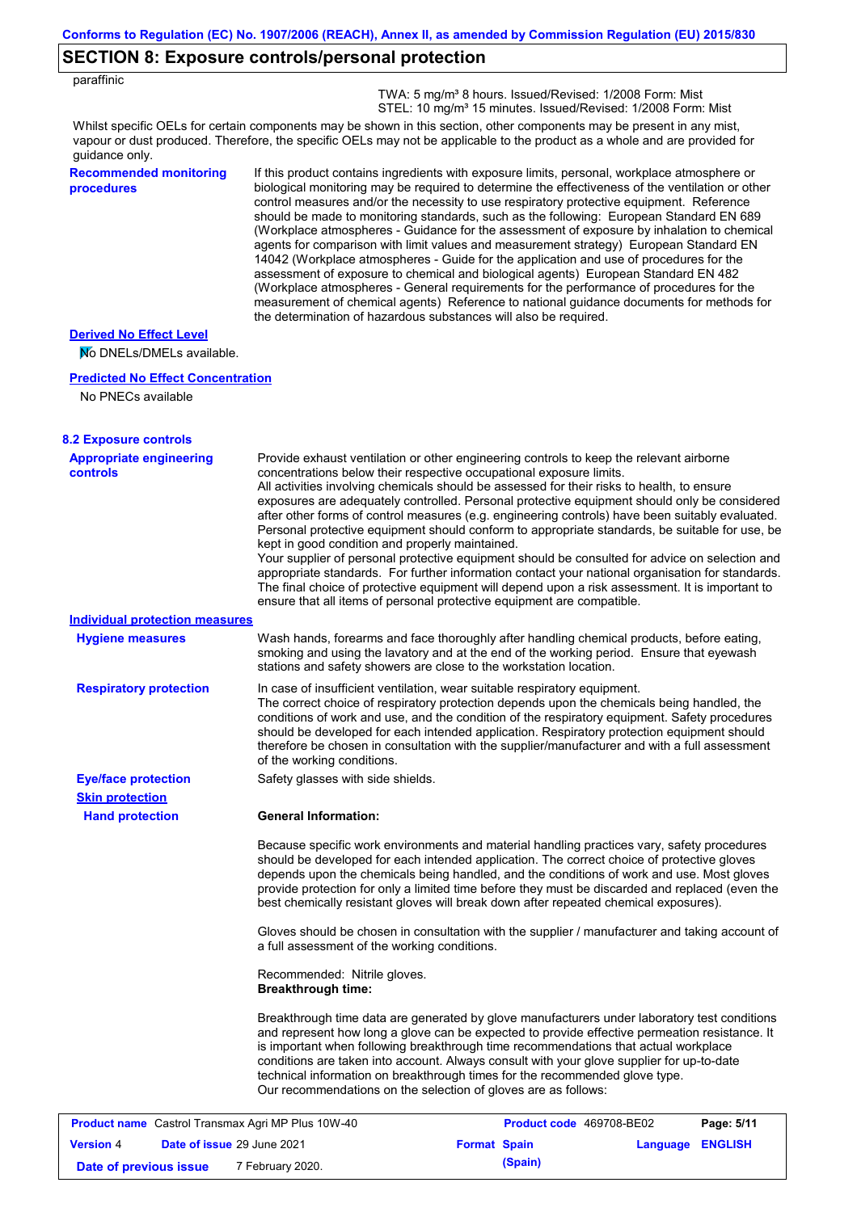## SECTION 8: Exposure controls/personal protection

paraffinic

TWA: 5 mg/m³ 8 hours. Issued/Revised: 1/2008 Form: Mist
STEL: 10 mg/m³ 15 minutes. Issued/Revised: 1/2008 Form: Mist

Whilst specific OELs for certain components may be shown in this section, other components may be present in any mist, vapour or dust produced. Therefore, the specific OELs may not be applicable to the product as a whole and are provided for guidance only.

**Recommended monitoring procedures**

If this product contains ingredients with exposure limits, personal, workplace atmosphere or biological monitoring may be required to determine the effectiveness of the ventilation or other control measures and/or the necessity to use respiratory protective equipment. Reference should be made to monitoring standards, such as the following: European Standard EN 689 (Workplace atmospheres - Guidance for the assessment of exposure by inhalation to chemical agents for comparison with limit values and measurement strategy) European Standard EN 14042 (Workplace atmospheres - Guide for the application and use of procedures for the assessment of exposure to chemical and biological agents) European Standard EN 482 (Workplace atmospheres - General requirements for the performance of procedures for the measurement of chemical agents) Reference to national guidance documents for methods for the determination of hazardous substances will also be required.

**Derived No Effect Level**

No DNELs/DMELs available.

**Predicted No Effect Concentration**

No PNECs available

### 8.2 Exposure controls

**Appropriate engineering controls**

Provide exhaust ventilation or other engineering controls to keep the relevant airborne concentrations below their respective occupational exposure limits.
All activities involving chemicals should be assessed for their risks to health, to ensure exposures are adequately controlled. Personal protective equipment should only be considered after other forms of control measures (e.g. engineering controls) have been suitably evaluated. Personal protective equipment should conform to appropriate standards, be suitable for use, be kept in good condition and properly maintained.
Your supplier of personal protective equipment should be consulted for advice on selection and appropriate standards. For further information contact your national organisation for standards. The final choice of protective equipment will depend upon a risk assessment. It is important to ensure that all items of personal protective equipment are compatible.

**Individual protection measures**

**Hygiene measures**

Wash hands, forearms and face thoroughly after handling chemical products, before eating, smoking and using the lavatory and at the end of the working period. Ensure that eyewash stations and safety showers are close to the workstation location.

**Respiratory protection**

In case of insufficient ventilation, wear suitable respiratory equipment.
The correct choice of respiratory protection depends upon the chemicals being handled, the conditions of work and use, and the condition of the respiratory equipment. Safety procedures should be developed for each intended application. Respiratory protection equipment should therefore be chosen in consultation with the supplier/manufacturer and with a full assessment of the working conditions.

**Eye/face protection**

Safety glasses with side shields.

**Skin protection**

**Hand protection**

**General Information:**

Because specific work environments and material handling practices vary, safety procedures should be developed for each intended application. The correct choice of protective gloves depends upon the chemicals being handled, and the conditions of work and use. Most gloves provide protection for only a limited time before they must be discarded and replaced (even the best chemically resistant gloves will break down after repeated chemical exposures).

Gloves should be chosen in consultation with the supplier / manufacturer and taking account of a full assessment of the working conditions.

Recommended: Nitrile gloves.

**Breakthrough time:**

Breakthrough time data are generated by glove manufacturers under laboratory test conditions and represent how long a glove can be expected to provide effective permeation resistance. It is important when following breakthrough time recommendations that actual workplace conditions are taken into account. Always consult with your glove supplier for up-to-date technical information on breakthrough times for the recommended glove type.
Our recommendations on the selection of gloves are as follows:

| **Product name** Castrol Transmax Agri MP Plus 10W-40 | | **Product code** 469708-BE02 | **Page:** 5/11 |
|---|---|---|---|
| **Version** 4 | **Date of issue** 29 June 2021 | **Format** Spain (Spain) | **Language** ENGLISH |
| **Date of previous issue** | 7 February 2020. | | |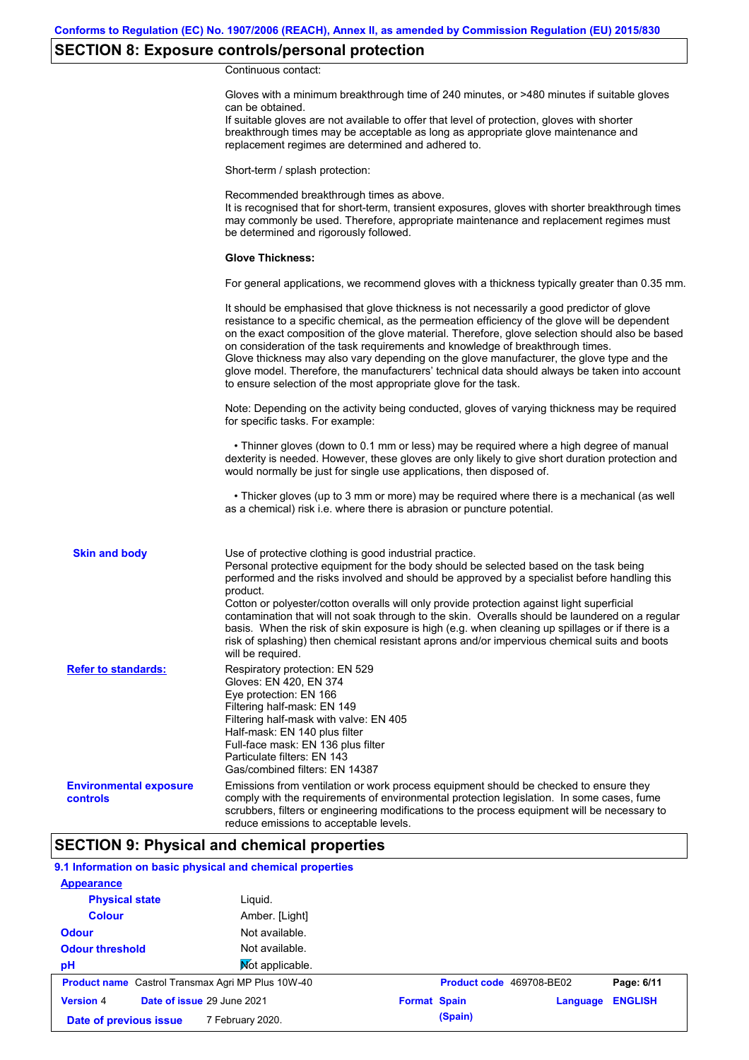## SECTION 8: Exposure controls/personal protection

Continuous contact:

Gloves with a minimum breakthrough time of 240 minutes, or >480 minutes if suitable gloves can be obtained.
If suitable gloves are not available to offer that level of protection, gloves with shorter breakthrough times may be acceptable as long as appropriate glove maintenance and replacement regimes are determined and adhered to.

Short-term / splash protection:

Recommended breakthrough times as above.
It is recognised that for short-term, transient exposures, gloves with shorter breakthrough times may commonly be used. Therefore, appropriate maintenance and replacement regimes must be determined and rigorously followed.

**Glove Thickness:**

For general applications, we recommend gloves with a thickness typically greater than 0.35 mm.

It should be emphasised that glove thickness is not necessarily a good predictor of glove resistance to a specific chemical, as the permeation efficiency of the glove will be dependent on the exact composition of the glove material. Therefore, glove selection should also be based on consideration of the task requirements and knowledge of breakthrough times.
Glove thickness may also vary depending on the glove manufacturer, the glove type and the glove model. Therefore, the manufacturers' technical data should always be taken into account to ensure selection of the most appropriate glove for the task.

Note: Depending on the activity being conducted, gloves of varying thickness may be required for specific tasks. For example:

- Thinner gloves (down to 0.1 mm or less) may be required where a high degree of manual dexterity is needed. However, these gloves are only likely to give short duration protection and would normally be just for single use applications, then disposed of.

- Thicker gloves (up to 3 mm or more) may be required where there is a mechanical (as well as a chemical) risk i.e. where there is abrasion or puncture potential.

**Skin and body**

Use of protective clothing is good industrial practice.
Personal protective equipment for the body should be selected based on the task being performed and the risks involved and should be approved by a specialist before handling this product.
Cotton or polyester/cotton overalls will only provide protection against light superficial contamination that will not soak through to the skin. Overalls should be laundered on a regular basis. When the risk of skin exposure is high (e.g. when cleaning up spillages or if there is a risk of splashing) then chemical resistant aprons and/or impervious chemical suits and boots will be required.

**Refer to standards:**

Respiratory protection: EN 529
Gloves: EN 420, EN 374
Eye protection: EN 166
Filtering half-mask: EN 149
Filtering half-mask with valve: EN 405
Half-mask: EN 140 plus filter
Full-face mask: EN 136 plus filter
Particulate filters: EN 143
Gas/combined filters: EN 14387

**Environmental exposure controls**

Emissions from ventilation or work process equipment should be checked to ensure they comply with the requirements of environmental protection legislation. In some cases, fume scrubbers, filters or engineering modifications to the process equipment will be necessary to reduce emissions to acceptable levels.

## SECTION 9: Physical and chemical properties

### 9.1 Information on basic physical and chemical properties

**Appearance**

| | |
|---|---|
| **Physical state** | Liquid. |
| **Colour** | Amber. [Light] |
| **Odour** | Not available. |
| **Odour threshold** | Not available. |
| **pH** | Not applicable. |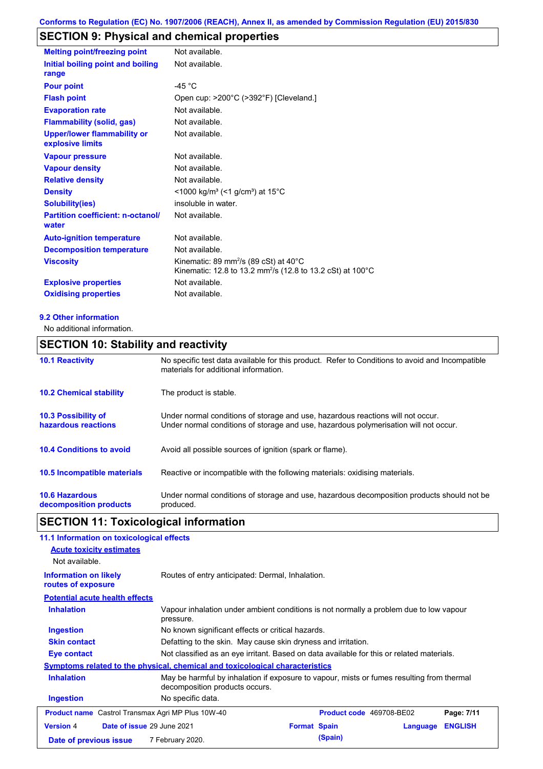Conforms to Regulation (EC) No. 1907/2006 (REACH), Annex II, as amended by Commission Regulation (EU) 2015/830

## SECTION 9: Physical and chemical properties

| | |
|---|---|
| **Melting point/freezing point** | Not available. |
| **Initial boiling point and boiling range** | Not available. |
| **Pour point** | -45 °C |
| **Flash point** | Open cup: >200°C (>392°F) [Cleveland.] |
| **Evaporation rate** | Not available. |
| **Flammability (solid, gas)** | Not available. |
| **Upper/lower flammability or explosive limits** | Not available. |
| **Vapour pressure** | Not available. |
| **Vapour density** | Not available. |
| **Relative density** | Not available. |
| **Density** | <1000 kg/m³ (<1 g/cm³) at 15°C |
| **Solubility(ies)** | insoluble in water. |
| **Partition coefficient: n-octanol/ water** | Not available. |
| **Auto-ignition temperature** | Not available. |
| **Decomposition temperature** | Not available. |
| **Viscosity** | Kinematic: 89 $mm^2/s$ (89 cSt) at 40°C<br>Kinematic: 12.8 to 13.2 $mm^2/s$ (12.8 to 13.2 cSt) at 100°C |
| **Explosive properties** | Not available. |
| **Oxidising properties** | Not available. |

### 9.2 Other information

No additional information.

## SECTION 10: Stability and reactivity

| | |
|---|---|
| **10.1 Reactivity** | No specific test data available for this product. Refer to Conditions to avoid and Incompatible materials for additional information. |
| **10.2 Chemical stability** | The product is stable. |
| **10.3 Possibility of hazardous reactions** | Under normal conditions of storage and use, hazardous reactions will not occur.<br>Under normal conditions of storage and use, hazardous polymerisation will not occur. |
| **10.4 Conditions to avoid** | Avoid all possible sources of ignition (spark or flame). |
| **10.5 Incompatible materials** | Reactive or incompatible with the following materials: oxidising materials. |
| **10.6 Hazardous decomposition products** | Under normal conditions of storage and use, hazardous decomposition products should not be produced. |

## SECTION 11: Toxicological information

### 11.1 Information on toxicological effects

**Acute toxicity estimates**

Not available.

| | |
|---|---|
| **Information on likely routes of exposure** | Routes of entry anticipated: Dermal, Inhalation. |

**Potential acute health effects**

| | |
|---|---|
| **Inhalation** | Vapour inhalation under ambient conditions is not normally a problem due to low vapour pressure. |
| **Ingestion** | No known significant effects or critical hazards. |
| **Skin contact** | Defatting to the skin. May cause skin dryness and irritation. |
| **Eye contact** | Not classified as an eye irritant. Based on data available for this or related materials. |

**Symptoms related to the physical, chemical and toxicological characteristics**

| | |
|---|---|
| **Inhalation** | May be harmful by inhalation if exposure to vapour, mists or fumes resulting from thermal decomposition products occurs. |
| **Ingestion** | No specific data. |

| | | | |
|---|---|---|---|
| **Product name** Castrol Transmax Agri MP Plus 10W-40 | | **Product code** 469708-BE02 | |
| **Version** 4 | **Date of issue** 29 June 2021 | **Format** Spain (Spain) | **Language** ENGLISH |
| **Date of previous issue** | 7 February 2020. | | |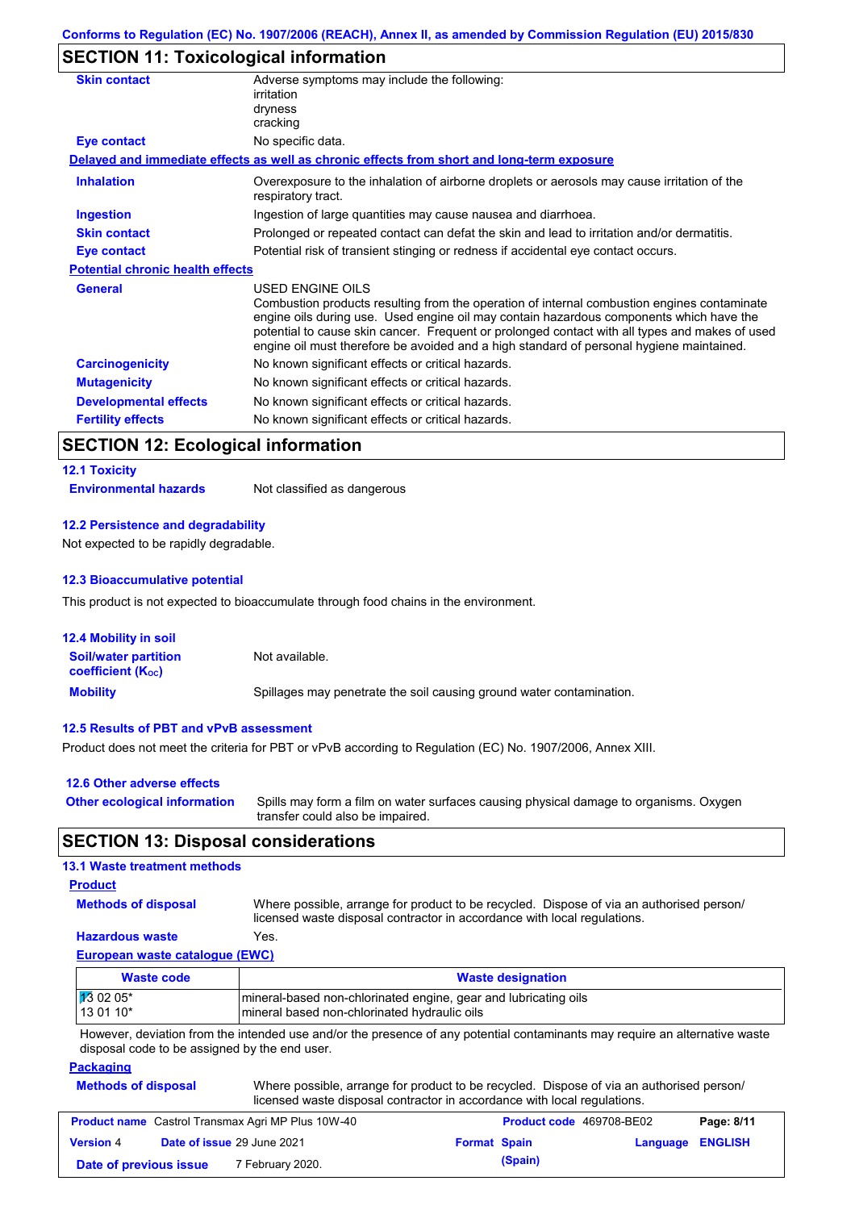## SECTION 11: Toxicological information

| | |
|---|---|
| **Skin contact** | Adverse symptoms may include the following:<br>irritation<br>dryness<br>cracking |
| **Eye contact** | No specific data. |

**Delayed and immediate effects as well as chronic effects from short and long-term exposure**

| | |
|---|---|
| **Inhalation** | Overexposure to the inhalation of airborne droplets or aerosols may cause irritation of the respiratory tract. |
| **Ingestion** | Ingestion of large quantities may cause nausea and diarrhoea. |
| **Skin contact** | Prolonged or repeated contact can defat the skin and lead to irritation and/or dermatitis. |
| **Eye contact** | Potential risk of transient stinging or redness if accidental eye contact occurs. |

**Potential chronic health effects**

| | |
|---|---|
| **General** | USED ENGINE OILS<br>Combustion products resulting from the operation of internal combustion engines contaminate engine oils during use. Used engine oil may contain hazardous components which have the potential to cause skin cancer. Frequent or prolonged contact with all types and makes of used engine oil must therefore be avoided and a high standard of personal hygiene maintained. |
| **Carcinogenicity** | No known significant effects or critical hazards. |
| **Mutagenicity** | No known significant effects or critical hazards. |
| **Developmental effects** | No known significant effects or critical hazards. |
| **Fertility effects** | No known significant effects or critical hazards. |

## SECTION 12: Ecological information

### 12.1 Toxicity

**Environmental hazards** Not classified as dangerous

### 12.2 Persistence and degradability

Not expected to be rapidly degradable.

### 12.3 Bioaccumulative potential

This product is not expected to bioaccumulate through food chains in the environment.

### 12.4 Mobility in soil

| | |
|---|---|
| **Soil/water partition coefficient ($K_{OC}$)** | Not available. |
| **Mobility** | Spillages may penetrate the soil causing ground water contamination. |

### 12.5 Results of PBT and vPvB assessment

Product does not meet the criteria for PBT or vPvB according to Regulation (EC) No. 1907/2006, Annex XIII.

### 12.6 Other adverse effects

**Other ecological information** Spills may form a film on water surfaces causing physical damage to organisms. Oxygen transfer could also be impaired.

## SECTION 13: Disposal considerations

### 13.1 Waste treatment methods

**Product**

| | |
|---|---|
| **Methods of disposal** | Where possible, arrange for product to be recycled. Dispose of via an authorised person/ licensed waste disposal contractor in accordance with local regulations. |
| **Hazardous waste** | Yes. |

**European waste catalogue (EWC)**

| Waste code | Waste designation |
|---|---|
| 13 02 05*<br>13 01 10* | mineral-based non-chlorinated engine, gear and lubricating oils<br>mineral based non-chlorinated hydraulic oils |

However, deviation from the intended use and/or the presence of any potential contaminants may require an alternative waste disposal code to be assigned by the end user.

**Packaging**

**Methods of disposal** Where possible, arrange for product to be recycled. Dispose of via an authorised person/ licensed waste disposal contractor in accordance with local regulations.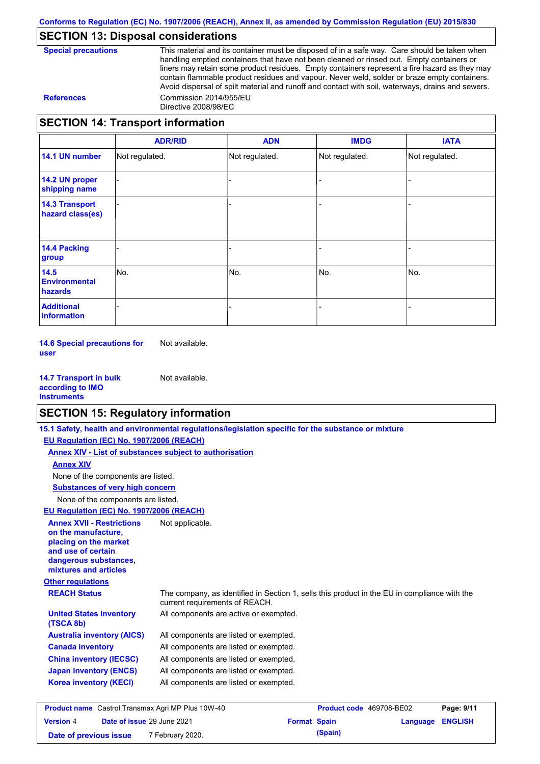## SECTION 13: Disposal considerations

**Special precautions**: This material and its container must be disposed of in a safe way. Care should be taken when handling emptied containers that have not been cleaned or rinsed out. Empty containers or liners may retain some product residues. Empty containers represent a fire hazard as they may contain flammable product residues and vapour. Never weld, solder or braze empty containers. Avoid dispersal of spilt material and runoff and contact with soil, waterways, drains and sewers.

**References**: Commission 2014/955/EU
Directive 2008/98/EC

## SECTION 14: Transport information

| | ADR/RID | ADN | IMDG | IATA |
|---|---|---|---|---|
| **14.1 UN number** | Not regulated. | Not regulated. | Not regulated. | Not regulated. |
| **14.2 UN proper shipping name** | - | - | - | - |
| **14.3 Transport hazard class(es)** | - | - | - | - |
| **14.4 Packing group** | - | - | - | - |
| **14.5 Environmental hazards** | No. | No. | No. | No. |
| **Additional information** | - | - | - | - |

**14.6 Special precautions for user**: Not available.

**14.7 Transport in bulk according to IMO instruments**: Not available.

## SECTION 15: Regulatory information

**15.1 Safety, health and environmental regulations/legislation specific for the substance or mixture**

**EU Regulation (EC) No. 1907/2006 (REACH)**

**Annex XIV - List of substances subject to authorisation**

**Annex XIV**

None of the components are listed.

**Substances of very high concern**

None of the components are listed.

**EU Regulation (EC) No. 1907/2006 (REACH)**

**Annex XVII - Restrictions on the manufacture, placing on the market and use of certain dangerous substances, mixtures and articles**: Not applicable.

**Other regulations**

**REACH Status**: The company, as identified in Section 1, sells this product in the EU in compliance with the current requirements of REACH.

**United States inventory (TSCA 8b)**: All components are active or exempted.

**Australia inventory (AICS)**: All components are listed or exempted.

**Canada inventory**: All components are listed or exempted.

**China inventory (IECSC)**: All components are listed or exempted.

**Japan inventory (ENCS)**: All components are listed or exempted.

**Korea inventory (KECI)**: All components are listed or exempted.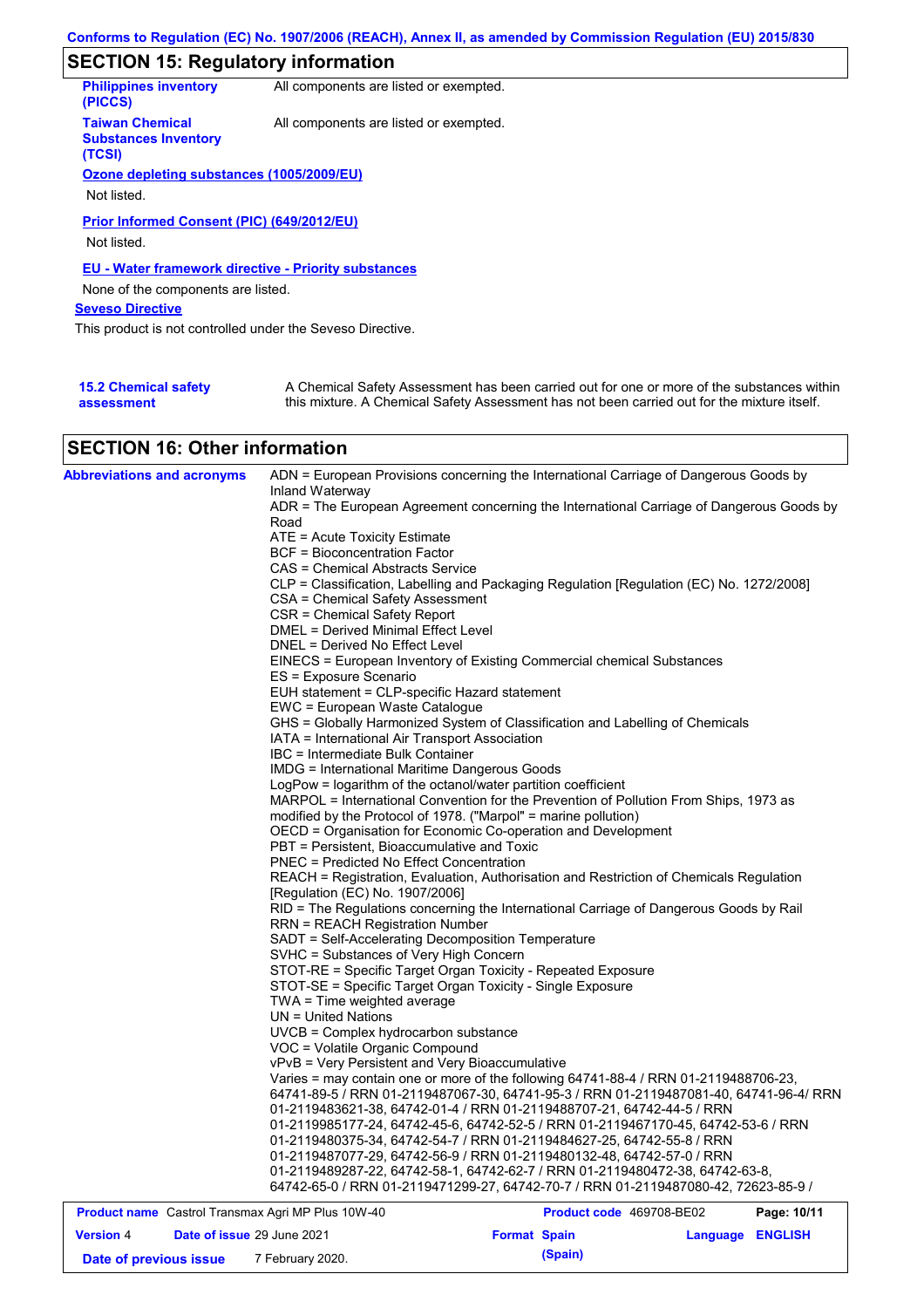## SECTION 15: Regulatory information

| | |
|---|---|
| **Philippines inventory (PICCS)** | All components are listed or exempted. |
| **Taiwan Chemical Substances Inventory (TCSI)** | All components are listed or exempted. |

**Ozone depleting substances (1005/2009/EU)**

Not listed.

**Prior Informed Consent (PIC) (649/2012/EU)**

Not listed.

**EU - Water framework directive - Priority substances**

None of the components are listed.

**Seveso Directive**

This product is not controlled under the Seveso Directive.

**15.2 Chemical safety assessment**

A Chemical Safety Assessment has been carried out for one or more of the substances within this mixture. A Chemical Safety Assessment has not been carried out for the mixture itself.

## SECTION 16: Other information

**Abbreviations and acronyms**

ADN = European Provisions concerning the International Carriage of Dangerous Goods by Inland Waterway
ADR = The European Agreement concerning the International Carriage of Dangerous Goods by Road
ATE = Acute Toxicity Estimate
BCF = Bioconcentration Factor
CAS = Chemical Abstracts Service
CLP = Classification, Labelling and Packaging Regulation [Regulation (EC) No. 1272/2008]
CSA = Chemical Safety Assessment
CSR = Chemical Safety Report
DMEL = Derived Minimal Effect Level
DNEL = Derived No Effect Level
EINECS = European Inventory of Existing Commercial chemical Substances
ES = Exposure Scenario
EUH statement = CLP-specific Hazard statement
EWC = European Waste Catalogue
GHS = Globally Harmonized System of Classification and Labelling of Chemicals
IATA = International Air Transport Association
IBC = Intermediate Bulk Container
IMDG = International Maritime Dangerous Goods
LogPow = logarithm of the octanol/water partition coefficient
MARPOL = International Convention for the Prevention of Pollution From Ships, 1973 as modified by the Protocol of 1978. ("Marpol" = marine pollution)
OECD = Organisation for Economic Co-operation and Development
PBT = Persistent, Bioaccumulative and Toxic
PNEC = Predicted No Effect Concentration
REACH = Registration, Evaluation, Authorisation and Restriction of Chemicals Regulation [Regulation (EC) No. 1907/2006]
RID = The Regulations concerning the International Carriage of Dangerous Goods by Rail
RRN = REACH Registration Number
SADT = Self-Accelerating Decomposition Temperature
SVHC = Substances of Very High Concern
STOT-RE = Specific Target Organ Toxicity - Repeated Exposure
STOT-SE = Specific Target Organ Toxicity - Single Exposure
TWA = Time weighted average
UN = United Nations
UVCB = Complex hydrocarbon substance
VOC = Volatile Organic Compound
vPvB = Very Persistent and Very Bioaccumulative
Varies = may contain one or more of the following 64741-88-4 / RRN 01-2119488706-23, 64741-89-5 / RRN 01-2119487067-30, 64741-95-3 / RRN 01-2119487081-40, 64741-96-4/ RRN 01-2119483621-38, 64742-01-4 / RRN 01-2119488707-21, 64742-44-5 / RRN 01-2119985177-24, 64742-45-6, 64742-52-5 / RRN 01-2119467170-45, 64742-53-6 / RRN 01-2119480375-34, 64742-54-7 / RRN 01-2119484627-25, 64742-55-8 / RRN 01-2119487077-29, 64742-56-9 / RRN 01-2119480132-48, 64742-57-0 / RRN 01-2119489287-22, 64742-58-1, 64742-62-7 / RRN 01-2119480472-38, 64742-63-8, 64742-65-0 / RRN 01-2119471299-27, 64742-70-7 / RRN 01-2119487080-42, 72623-85-9 /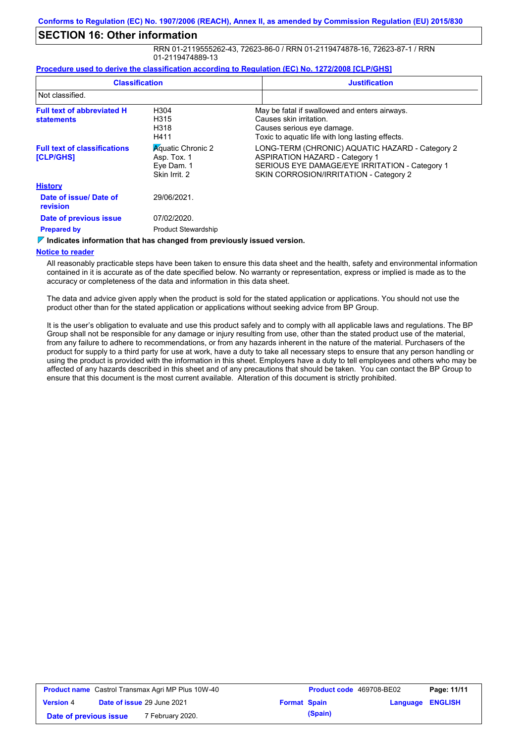## SECTION 16: Other information

RRN 01-2119555262-43, 72623-86-0 / RRN 01-2119474878-16, 72623-87-1 / RRN 01-2119474889-13

**Procedure used to derive the classification according to Regulation (EC) No. 1272/2008 [CLP/GHS]**

| Classification | Justification |
| --- | --- |
| Not classified. | |

| | | |
| --- | --- | --- |
| **Full text of abbreviated H statements** | H304 | May be fatal if swallowed and enters airways. |
| | H315 | Causes skin irritation. |
| | H318 | Causes serious eye damage. |
| | H411 | Toxic to aquatic life with long lasting effects. |
| **Full text of classifications [CLP/GHS]** | Aquatic Chronic 2 | LONG-TERM (CHRONIC) AQUATIC HAZARD - Category 2 |
| | Asp. Tox. 1 | ASPIRATION HAZARD - Category 1 |
| | Eye Dam. 1 | SERIOUS EYE DAMAGE/EYE IRRITATION - Category 1 |
| | Skin Irrit. 2 | SKIN CORROSION/IRRITATION - Category 2 |

**History**

| | |
| --- | --- |
| **Date of issue/ Date of revision** | 29/06/2021. |
| **Date of previous issue** | 07/02/2020. |
| **Prepared by** | Product Stewardship |

**Indicates information that has changed from previously issued version.**

**Notice to reader**

All reasonably practicable steps have been taken to ensure this data sheet and the health, safety and environmental information contained in it is accurate as of the date specified below. No warranty or representation, express or implied is made as to the accuracy or completeness of the data and information in this data sheet.

The data and advice given apply when the product is sold for the stated application or applications. You should not use the product other than for the stated application or applications without seeking advice from BP Group.

It is the user's obligation to evaluate and use this product safely and to comply with all applicable laws and regulations. The BP Group shall not be responsible for any damage or injury resulting from use, other than the stated product use of the material, from any failure to adhere to recommendations, or from any hazards inherent in the nature of the material. Purchasers of the product for supply to a third party for use at work, have a duty to take all necessary steps to ensure that any person handling or using the product is provided with the information in this sheet. Employers have a duty to tell employees and others who may be affected of any hazards described in this sheet and of any precautions that should be taken. You can contact the BP Group to ensure that this document is the most current available. Alteration of this document is strictly prohibited.